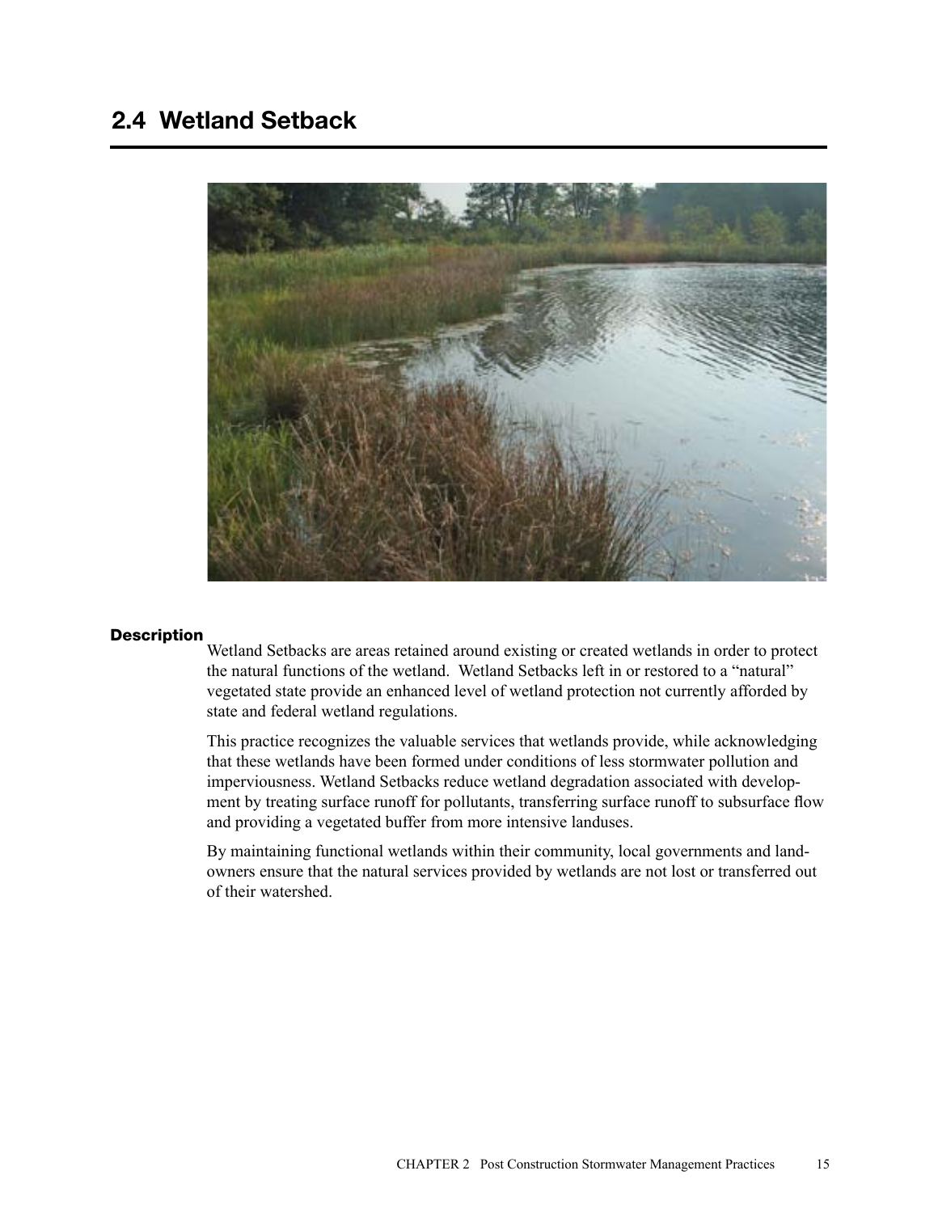# 2.4 Wetland Setback

### Description

Wetland Setbacks are areas retained around existing or created wetlands in order to protect the natural functions of the wetland. Wetland Setbacks left in or restored to a "natural" vegetated state provide an enhanced level of wetland protection not currently afforded by state and federal wetland regulations.

This practice recognizes the valuable services that wetlands provide, while acknowledging that these wetlands have been formed under conditions of less stormwater pollution and imperviousness. Wetland Setbacks reduce wetland degradation associated with development by treating surface runoff for pollutants, transferring surface runoff to subsurface flow and providing a vegetated buffer from more intensive landuses.

By maintaining functional wetlands within their community, local governments and landowners ensure that the natural services provided by wetlands are not lost or transferred out of their watershed.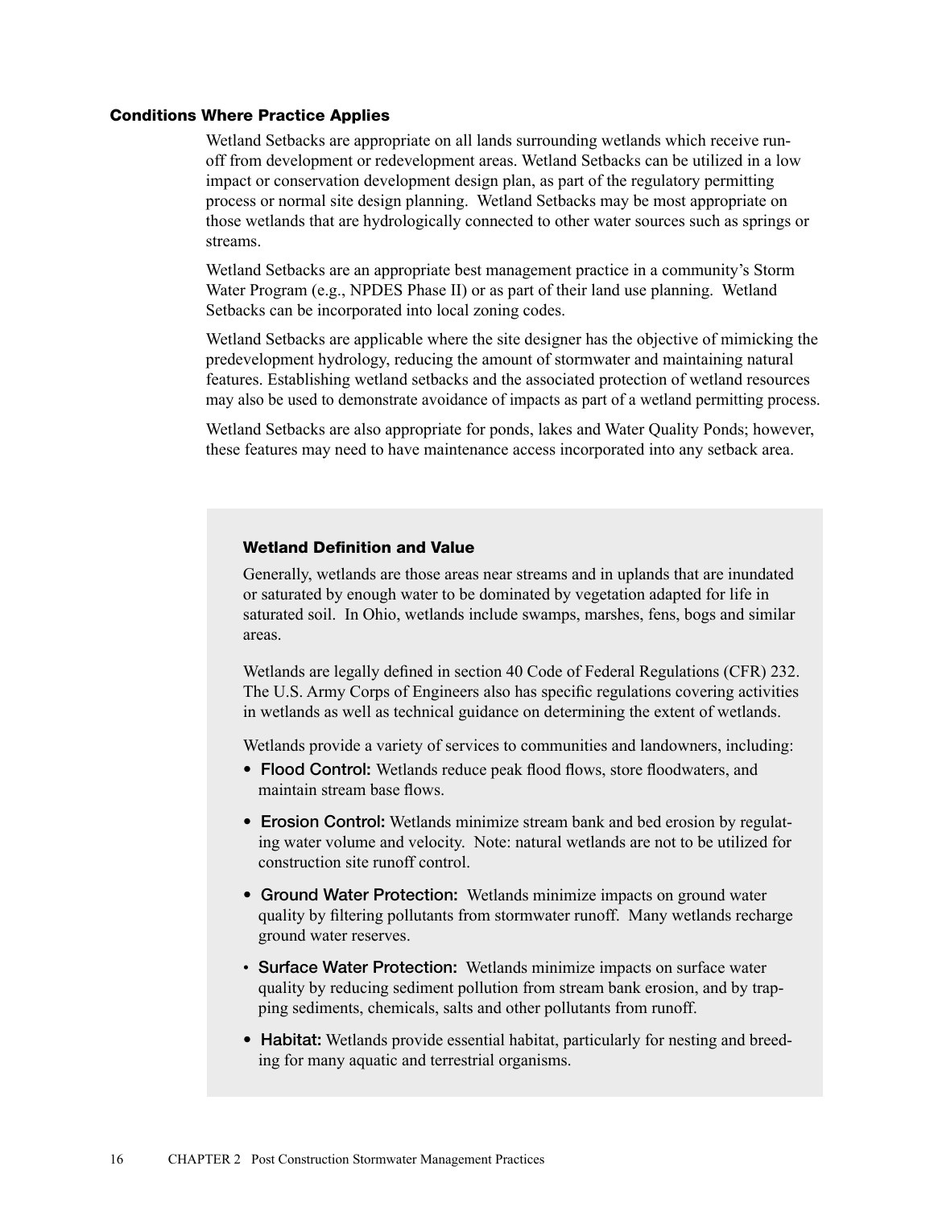### Conditions Where Practice Applies

Wetland Setbacks are appropriate on all lands surrounding wetlands which receive runoff from development or redevelopment areas. Wetland Setbacks can be utilized in a low impact or conservation development design plan, as part of the regulatory permitting process or normal site design planning. Wetland Setbacks may be most appropriate on those wetlands that are hydrologically connected to other water sources such as springs or streams.

Wetland Setbacks are an appropriate best management practice in a community's Storm Water Program (e.g., NPDES Phase II) or as part of their land use planning. Wetland Setbacks can be incorporated into local zoning codes.

Wetland Setbacks are applicable where the site designer has the objective of mimicking the predevelopment hydrology, reducing the amount of stormwater and maintaining natural features. Establishing wetland setbacks and the associated protection of wetland resources may also be used to demonstrate avoidance of impacts as part of a wetland permitting process.

Wetland Setbacks are also appropriate for ponds, lakes and Water Quality Ponds; however, these features may need to have maintenance access incorporated into any setback area.

#### Wetland Definition and Value

Generally, wetlands are those areas near streams and in uplands that are inundated or saturated by enough water to be dominated by vegetation adapted for life in saturated soil. In Ohio, wetlands include swamps, marshes, fens, bogs and similar areas.

Wetlands are legally defined in section 40 Code of Federal Regulations (CFR) 232. The U.S. Army Corps of Engineers also has specific regulations covering activities in wetlands as well as technical guidance on determining the extent of wetlands.

Wetlands provide a variety of services to communities and landowners, including:

- **Flood Control:** Wetlands reduce peak flood flows, store floodwaters, and maintain stream base flows.
- **Erosion Control:** Wetlands minimize stream bank and bed erosion by regulating water volume and velocity. Note: natural wetlands are not to be utilized for construction site runoff control.
- **Ground Water Protection:** Wetlands minimize impacts on ground water quality by filtering pollutants from stormwater runoff. Many wetlands recharge ground water reserves.
- **Surface Water Protection:** Wetlands minimize impacts on surface water quality by reducing sediment pollution from stream bank erosion, and by trapping sediments, chemicals, salts and other pollutants from runoff.
- **Habitat:** Wetlands provide essential habitat, particularly for nesting and breeding for many aquatic and terrestrial organisms.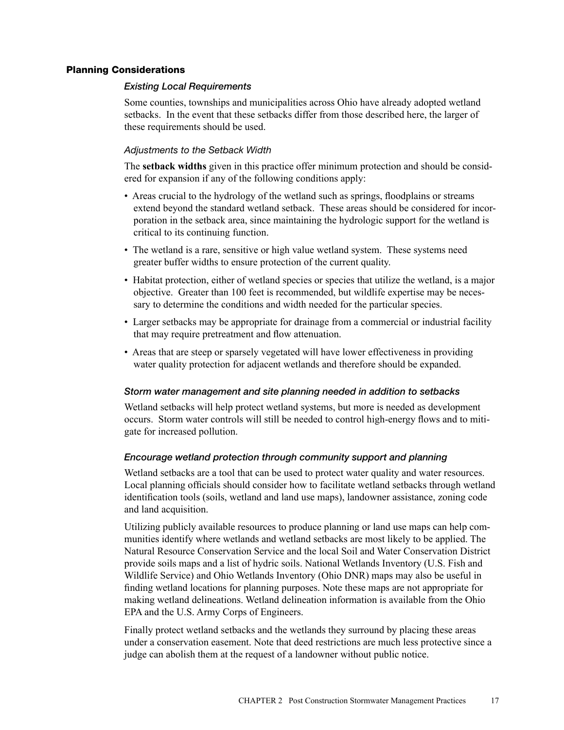## Planning Considerations

### *Existing Local Requirements*

Some counties, townships and municipalities across Ohio have already adopted wetland setbacks. In the event that these setbacks differ from those described here, the larger of these requirements should be used.

### *Adjustments to the Setback Width*

The **setback widths** given in this practice offer minimum protection and should be considered for expansion if any of the following conditions apply:

- Areas crucial to the hydrology of the wetland such as springs, floodplains or streams extend beyond the standard wetland setback. These areas should be considered for incorporation in the setback area, since maintaining the hydrologic support for the wetland is critical to its continuing function.
- The wetland is a rare, sensitive or high value wetland system. These systems need greater buffer widths to ensure protection of the current quality.
- Habitat protection, either of wetland species or species that utilize the wetland, is a major objective. Greater than 100 feet is recommended, but wildlife expertise may be necessary to determine the conditions and width needed for the particular species.
- Larger setbacks may be appropriate for drainage from a commercial or industrial facility that may require pretreatment and flow attenuation.
- Areas that are steep or sparsely vegetated will have lower effectiveness in providing water quality protection for adjacent wetlands and therefore should be expanded.

### *Storm water management and site planning needed in addition to setbacks*

Wetland setbacks will help protect wetland systems, but more is needed as development occurs. Storm water controls will still be needed to control high-energy flows and to mitigate for increased pollution.

### *Encourage wetland protection through community support and planning*

Wetland setbacks are a tool that can be used to protect water quality and water resources. Local planning officials should consider how to facilitate wetland setbacks through wetland identification tools (soils, wetland and land use maps), landowner assistance, zoning code and land acquisition.

Utilizing publicly available resources to produce planning or land use maps can help communities identify where wetlands and wetland setbacks are most likely to be applied. The Natural Resource Conservation Service and the local Soil and Water Conservation District provide soils maps and a list of hydric soils. National Wetlands Inventory (U.S. Fish and Wildlife Service) and Ohio Wetlands Inventory (Ohio DNR) maps may also be useful in finding wetland locations for planning purposes. Note these maps are not appropriate for making wetland delineations. Wetland delineation information is available from the Ohio EPA and the U.S. Army Corps of Engineers.

Finally protect wetland setbacks and the wetlands they surround by placing these areas under a conservation easement. Note that deed restrictions are much less protective since a judge can abolish them at the request of a landowner without public notice.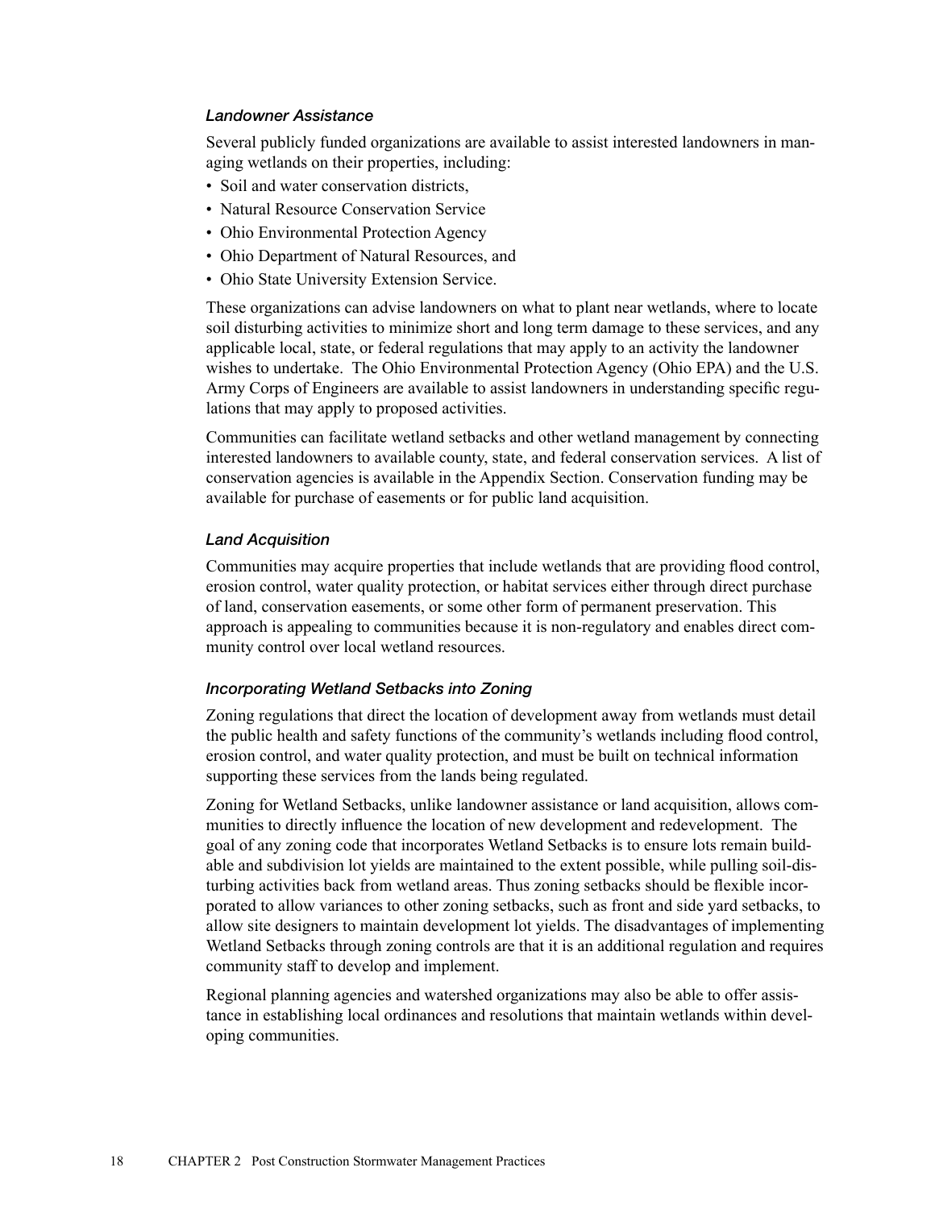### *Landowner Assistance*

Several publicly funded organizations are available to assist interested landowners in managing wetlands on their properties, including:

- Soil and water conservation districts,
- Natural Resource Conservation Service
- Ohio Environmental Protection Agency
- Ohio Department of Natural Resources, and
- Ohio State University Extension Service.

These organizations can advise landowners on what to plant near wetlands, where to locate soil disturbing activities to minimize short and long term damage to these services, and any applicable local, state, or federal regulations that may apply to an activity the landowner wishes to undertake. The Ohio Environmental Protection Agency (Ohio EPA) and the U.S. Army Corps of Engineers are available to assist landowners in understanding specific regulations that may apply to proposed activities.

Communities can facilitate wetland setbacks and other wetland management by connecting interested landowners to available county, state, and federal conservation services. A list of conservation agencies is available in the Appendix Section. Conservation funding may be available for purchase of easements or for public land acquisition.

### *Land Acquisition*

Communities may acquire properties that include wetlands that are providing flood control, erosion control, water quality protection, or habitat services either through direct purchase of land, conservation easements, or some other form of permanent preservation. This approach is appealing to communities because it is non-regulatory and enables direct community control over local wetland resources.

### *Incorporating Wetland Setbacks into Zoning*

Zoning regulations that direct the location of development away from wetlands must detail the public health and safety functions of the community's wetlands including flood control, erosion control, and water quality protection, and must be built on technical information supporting these services from the lands being regulated.

Zoning for Wetland Setbacks, unlike landowner assistance or land acquisition, allows communities to directly influence the location of new development and redevelopment. The goal of any zoning code that incorporates Wetland Setbacks is to ensure lots remain buildable and subdivision lot yields are maintained to the extent possible, while pulling soil-disturbing activities back from wetland areas. Thus zoning setbacks should be flexible incorporated to allow variances to other zoning setbacks, such as front and side yard setbacks, to allow site designers to maintain development lot yields. The disadvantages of implementing Wetland Setbacks through zoning controls are that it is an additional regulation and requires community staff to develop and implement.

Regional planning agencies and watershed organizations may also be able to offer assistance in establishing local ordinances and resolutions that maintain wetlands within developing communities.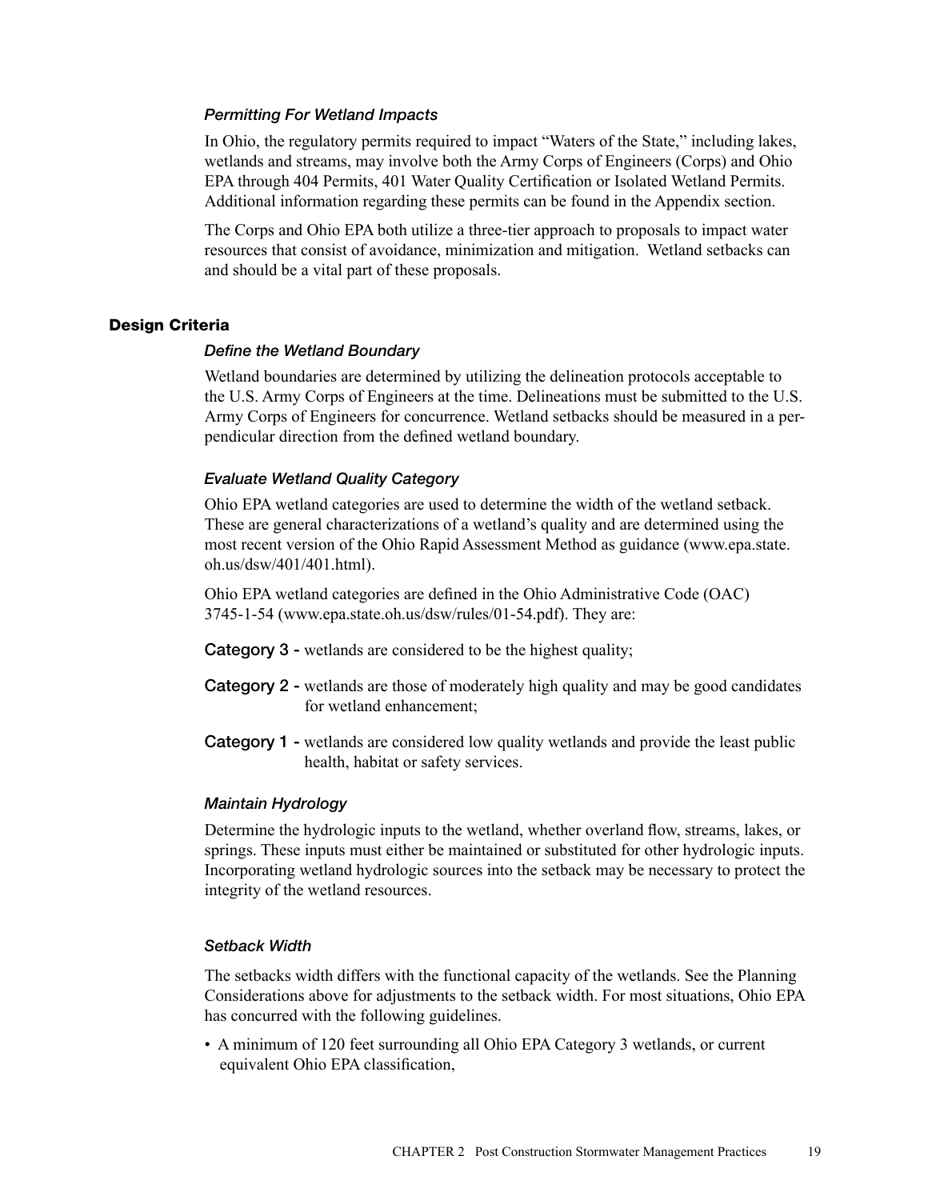### *Permitting For Wetland Impacts*

In Ohio, the regulatory permits required to impact "Waters of the State," including lakes, wetlands and streams, may involve both the Army Corps of Engineers (Corps) and Ohio EPA through 404 Permits, 401 Water Quality Certification or Isolated Wetland Permits. Additional information regarding these permits can be found in the Appendix section.

The Corps and Ohio EPA both utilize a three-tier approach to proposals to impact water resources that consist of avoidance, minimization and mitigation. Wetland setbacks can and should be a vital part of these proposals.

## Design Criteria

### *Define the Wetland Boundary*

Wetland boundaries are determined by utilizing the delineation protocols acceptable to the U.S. Army Corps of Engineers at the time. Delineations must be submitted to the U.S. Army Corps of Engineers for concurrence. Wetland setbacks should be measured in a perpendicular direction from the defined wetland boundary.

### *Evaluate Wetland Quality Category*

Ohio EPA wetland categories are used to determine the width of the wetland setback. These are general characterizations of a wetland's quality and are determined using the most recent version of the Ohio Rapid Assessment Method as guidance (www.epa.state.oh.us/dsw/401/401.html).

Ohio EPA wetland categories are defined in the Ohio Administrative Code (OAC) 3745-1-54 (www.epa.state.oh.us/dsw/rules/01-54.pdf). They are:

**Category 3 -** wetlands are considered to be the highest quality;

**Category 2 -** wetlands are those of moderately high quality and may be good candidates for wetland enhancement;

**Category 1 -** wetlands are considered low quality wetlands and provide the least public health, habitat or safety services.

### *Maintain Hydrology*

Determine the hydrologic inputs to the wetland, whether overland flow, streams, lakes, or springs. These inputs must either be maintained or substituted for other hydrologic inputs. Incorporating wetland hydrologic sources into the setback may be necessary to protect the integrity of the wetland resources.

### *Setback Width*

The setbacks width differs with the functional capacity of the wetlands. See the Planning Considerations above for adjustments to the setback width. For most situations, Ohio EPA has concurred with the following guidelines.

- A minimum of 120 feet surrounding all Ohio EPA Category 3 wetlands, or current equivalent Ohio EPA classification,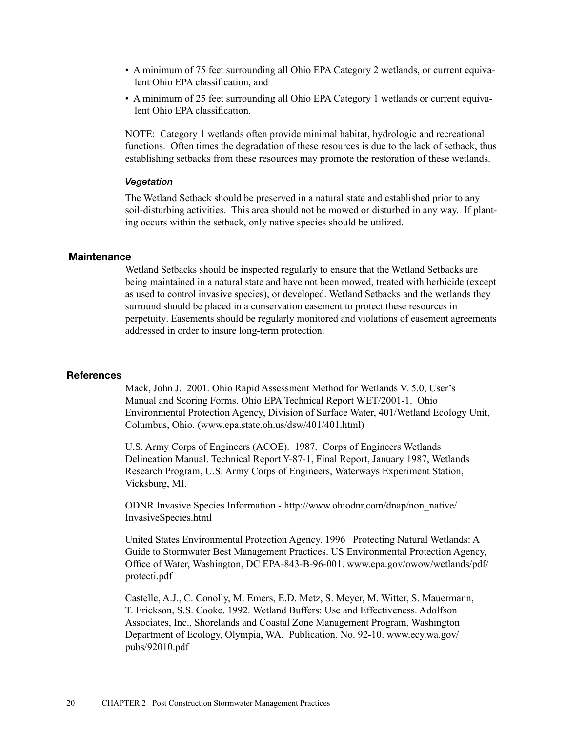- A minimum of 75 feet surrounding all Ohio EPA Category 2 wetlands, or current equivalent Ohio EPA classification, and
- A minimum of 25 feet surrounding all Ohio EPA Category 1 wetlands or current equivalent Ohio EPA classification.

NOTE: Category 1 wetlands often provide minimal habitat, hydrologic and recreational functions. Often times the degradation of these resources is due to the lack of setback, thus establishing setbacks from these resources may promote the restoration of these wetlands.

#### *Vegetation*

The Wetland Setback should be preserved in a natural state and established prior to any soil-disturbing activities. This area should not be mowed or disturbed in any way. If planting occurs within the setback, only native species should be utilized.

### Maintenance

Wetland Setbacks should be inspected regularly to ensure that the Wetland Setbacks are being maintained in a natural state and have not been mowed, treated with herbicide (except as used to control invasive species), or developed. Wetland Setbacks and the wetlands they surround should be placed in a conservation easement to protect these resources in perpetuity. Easements should be regularly monitored and violations of easement agreements addressed in order to insure long-term protection.

### References

Mack, John J. 2001. Ohio Rapid Assessment Method for Wetlands V. 5.0, User's Manual and Scoring Forms. Ohio EPA Technical Report WET/2001-1. Ohio Environmental Protection Agency, Division of Surface Water, 401/Wetland Ecology Unit, Columbus, Ohio. (www.epa.state.oh.us/dsw/401/401.html)

U.S. Army Corps of Engineers (ACOE). 1987. Corps of Engineers Wetlands Delineation Manual. Technical Report Y-87-1, Final Report, January 1987, Wetlands Research Program, U.S. Army Corps of Engineers, Waterways Experiment Station, Vicksburg, MI.

ODNR Invasive Species Information - http://www.ohiodnr.com/dnap/non_native/InvasiveSpecies.html

United States Environmental Protection Agency. 1996 Protecting Natural Wetlands: A Guide to Stormwater Best Management Practices. US Environmental Protection Agency, Office of Water, Washington, DC EPA-843-B-96-001. www.epa.gov/owow/wetlands/pdf/protecti.pdf

Castelle, A.J., C. Conolly, M. Emers, E.D. Metz, S. Meyer, M. Witter, S. Mauermann, T. Erickson, S.S. Cooke. 1992. Wetland Buffers: Use and Effectiveness. Adolfson Associates, Inc., Shorelands and Coastal Zone Management Program, Washington Department of Ecology, Olympia, WA. Publication. No. 92-10. www.ecy.wa.gov/pubs/92010.pdf